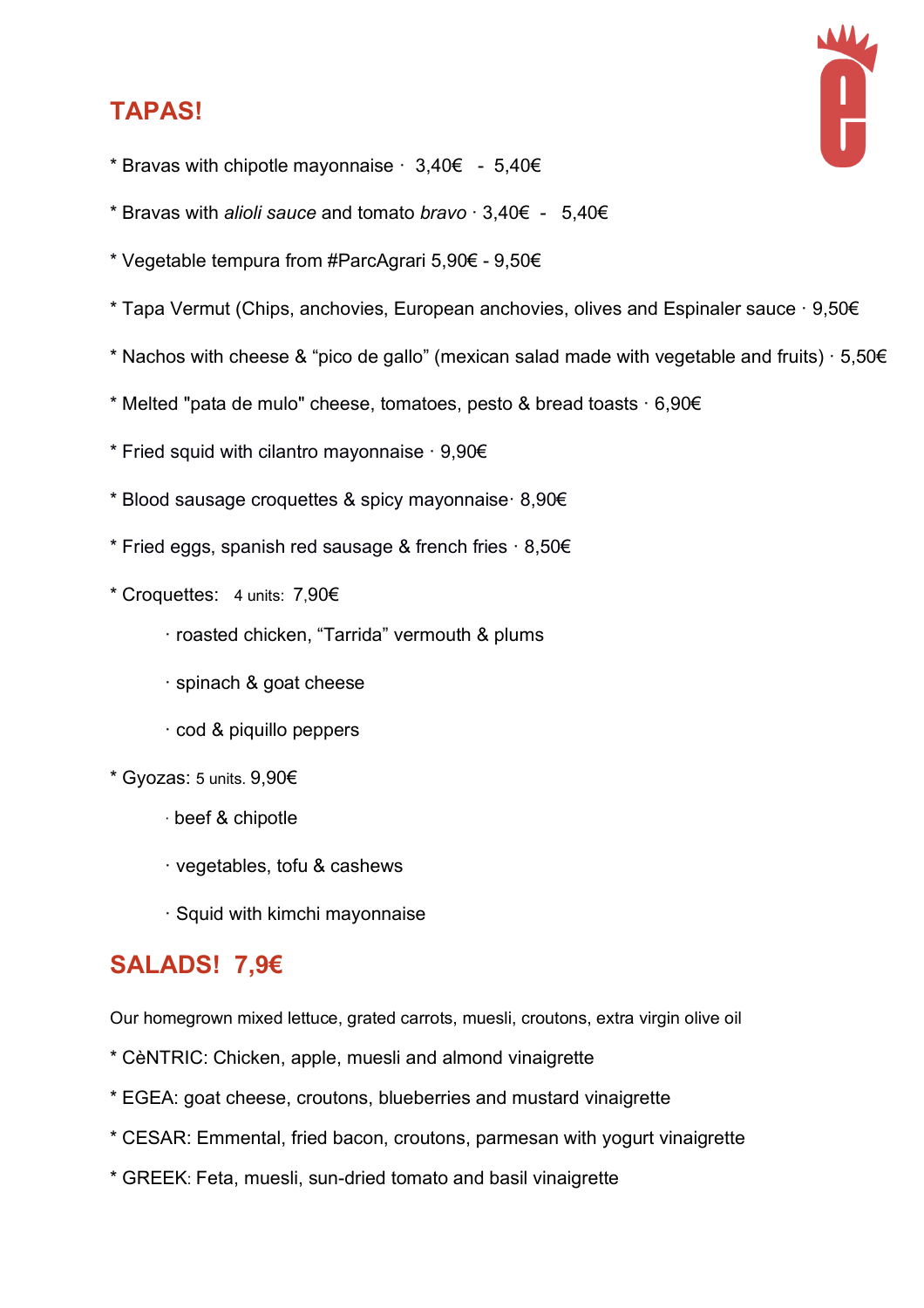## TAPAS!

* Bravas with chipotle mayonnaise · 3,40€ - 5,40€

* Bravas with *alioli sauce* and tomato *bravo* · 3,40€ - 5,40€

* Vegetable tempura from #ParcAgrari 5,90€ - 9,50€

* Tapa Vermut (Chips, anchovies, European anchovies, olives and Espinaler sauce · 9,50€

* Nachos with cheese & “pico de gallo” (mexican salad made with vegetable and fruits) · 5,50€

* Melted "pata de mulo" cheese, tomatoes, pesto & bread toasts · 6,90€

* Fried squid with cilantro mayonnaise · 9,90€

* Blood sausage croquettes & spicy mayonnaise· 8,90€

* Fried eggs, spanish red sausage & french fries · 8,50€

* Croquettes: 4 units: 7,90€

    · roasted chicken, “Tarrida” vermouth & plums

    · spinach & goat cheese

    · cod & piquillo peppers

* Gyozas: 5 units. 9,90€

    · beef & chipotle

    · vegetables, tofu & cashews

    · Squid with kimchi mayonnaise

## SALADS! 7,9€

Our homegrown mixed lettuce, grated carrots, muesli, croutons, extra virgin olive oil

* CèNTRIC: Chicken, apple, muesli and almond vinaigrette

* EGEA: goat cheese, croutons, blueberries and mustard vinaigrette

* CESAR: Emmental, fried bacon, croutons, parmesan with yogurt vinaigrette

* GREEK: Feta, muesli, sun-dried tomato and basil vinaigrette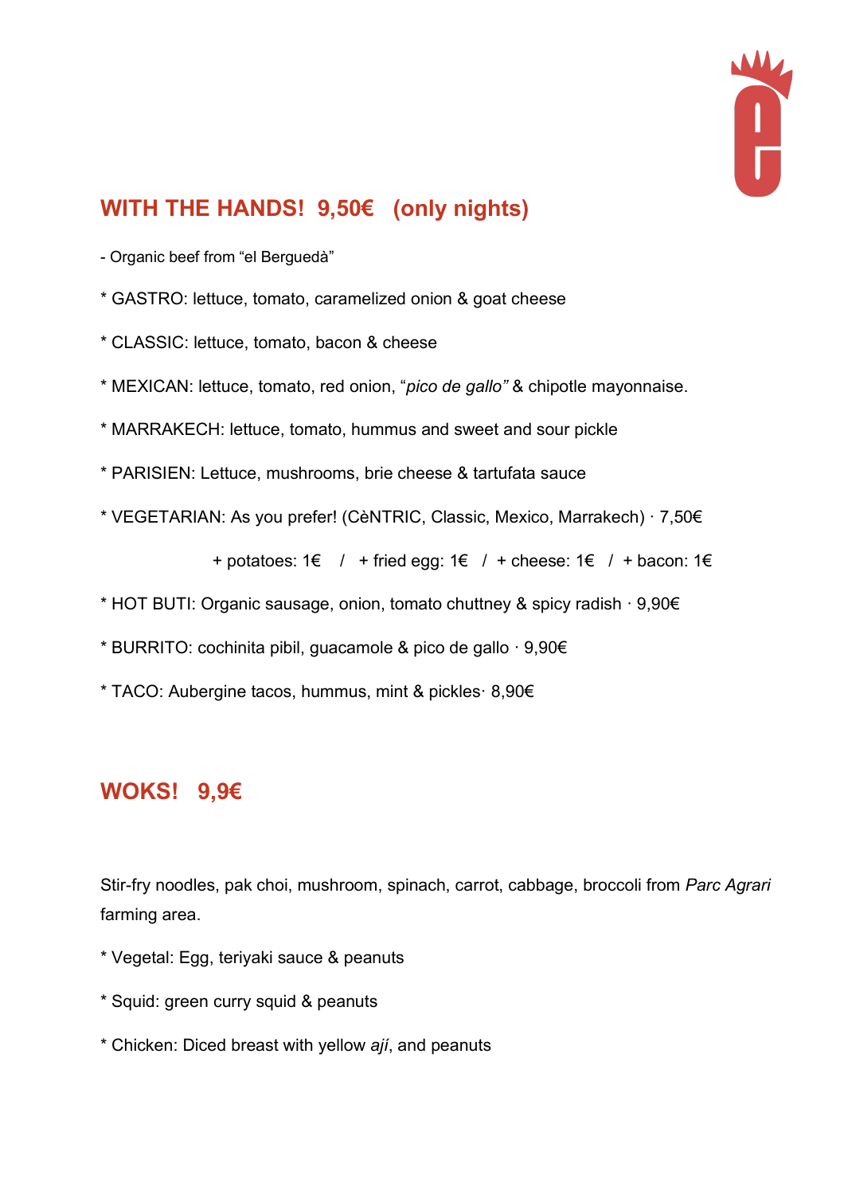## WITH THE HANDS! 9,50€ (only nights)

- Organic beef from "el Berguedà"

* GASTRO: lettuce, tomato, caramelized onion & goat cheese

* CLASSIC: lettuce, tomato, bacon & cheese

* MEXICAN: lettuce, tomato, red onion, "*pico de gallo"* & chipotle mayonnaise.

* MARRAKECH: lettuce, tomato, hummus and sweet and sour pickle

* PARISIEN: Lettuce, mushrooms, brie cheese & tartufata sauce

* VEGETARIAN: As you prefer! (CèNTRIC, Classic, Mexico, Marrakech) · 7,50€

+ potatoes: 1€ / + fried egg: 1€ / + cheese: 1€ / + bacon: 1€

* HOT BUTI: Organic sausage, onion, tomato chuttney & spicy radish · 9,90€

* BURRITO: cochinita pibil, guacamole & pico de gallo · 9,90€

* TACO: Aubergine tacos, hummus, mint & pickles· 8,90€

## WOKS! 9,9€

Stir-fry noodles, pak choi, mushroom, spinach, carrot, cabbage, broccoli from *Parc Agrari* farming area.

* Vegetal: Egg, teriyaki sauce & peanuts

* Squid: green curry squid & peanuts

* Chicken: Diced breast with yellow *ají*, and peanuts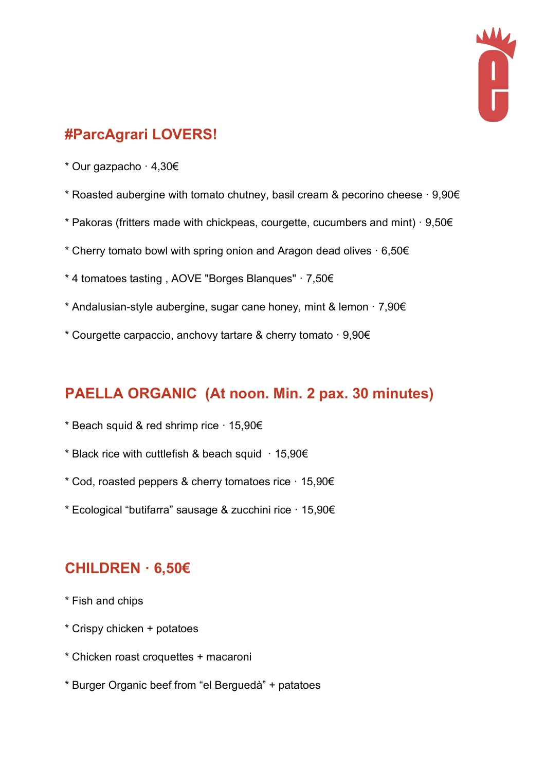## #ParcAgrari LOVERS!

* Our gazpacho · 4,30€

* Roasted aubergine with tomato chutney, basil cream & pecorino cheese · 9,90€

* Pakoras (fritters made with chickpeas, courgette, cucumbers and mint) · 9,50€

* Cherry tomato bowl with spring onion and Aragon dead olives · 6,50€

* 4 tomatoes tasting , AOVE "Borges Blanques" · 7,50€

* Andalusian-style aubergine, sugar cane honey, mint & lemon · 7,90€

* Courgette carpaccio, anchovy tartare & cherry tomato · 9,90€

## PAELLA ORGANIC (At noon. Min. 2 pax. 30 minutes)

* Beach squid & red shrimp rice · 15,90€

* Black rice with cuttlefish & beach squid · 15,90€

* Cod, roasted peppers & cherry tomatoes rice · 15,90€

* Ecological “butifarra” sausage & zucchini rice · 15,90€

## CHILDREN · 6,50€

* Fish and chips

* Crispy chicken + potatoes

* Chicken roast croquettes + macaroni

* Burger Organic beef from “el Berguedà” + patatoes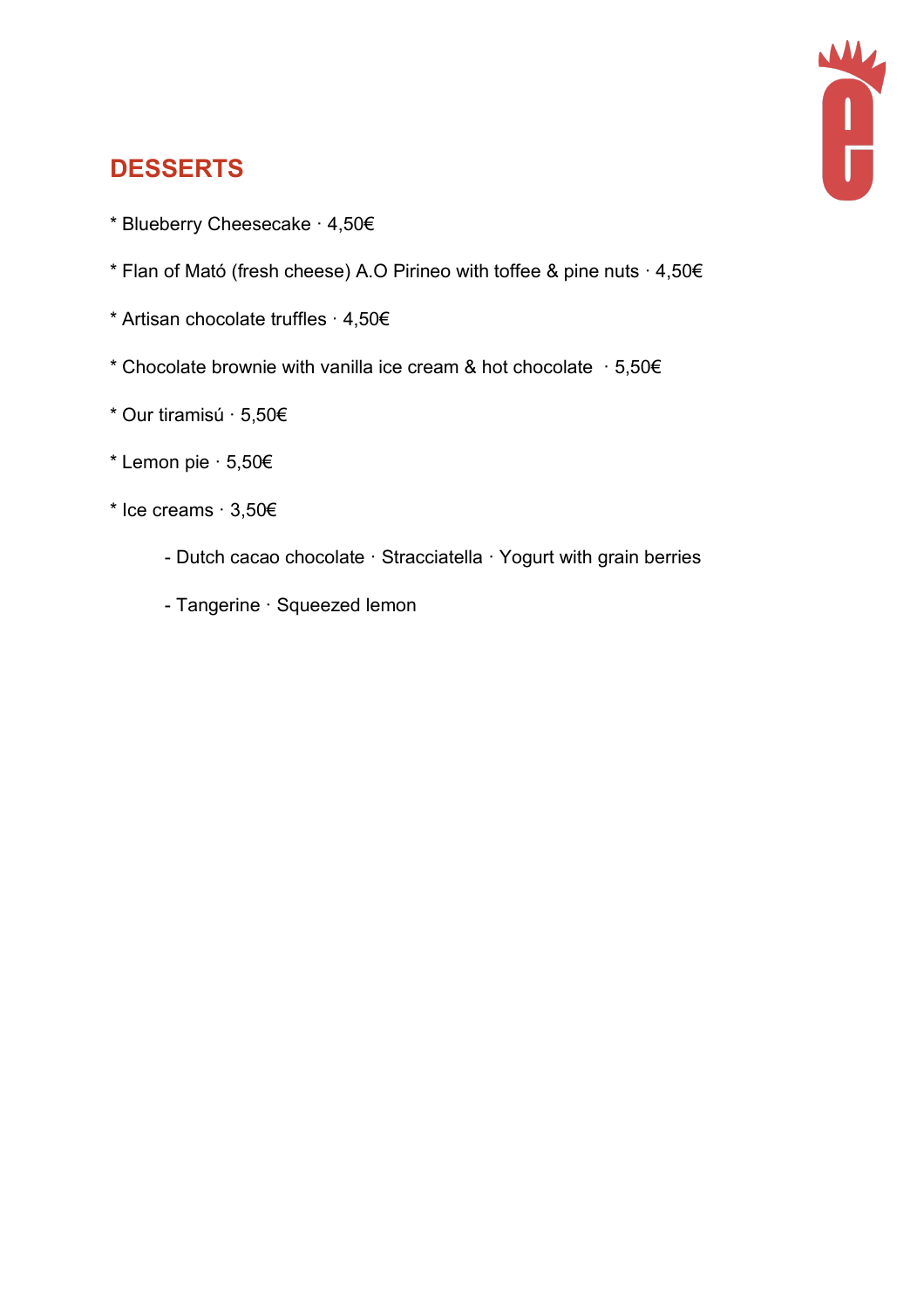## DESSERTS

* Blueberry Cheesecake · 4,50€

* Flan of Mató (fresh cheese) A.O Pirineo with toffee & pine nuts · 4,50€

* Artisan chocolate truffles · 4,50€

* Chocolate brownie with vanilla ice cream & hot chocolate · 5,50€

* Our tiramisú · 5,50€

* Lemon pie · 5,50€

* Ice creams · 3,50€

    - Dutch cacao chocolate · Stracciatella · Yogurt with grain berries

    - Tangerine · Squeezed lemon